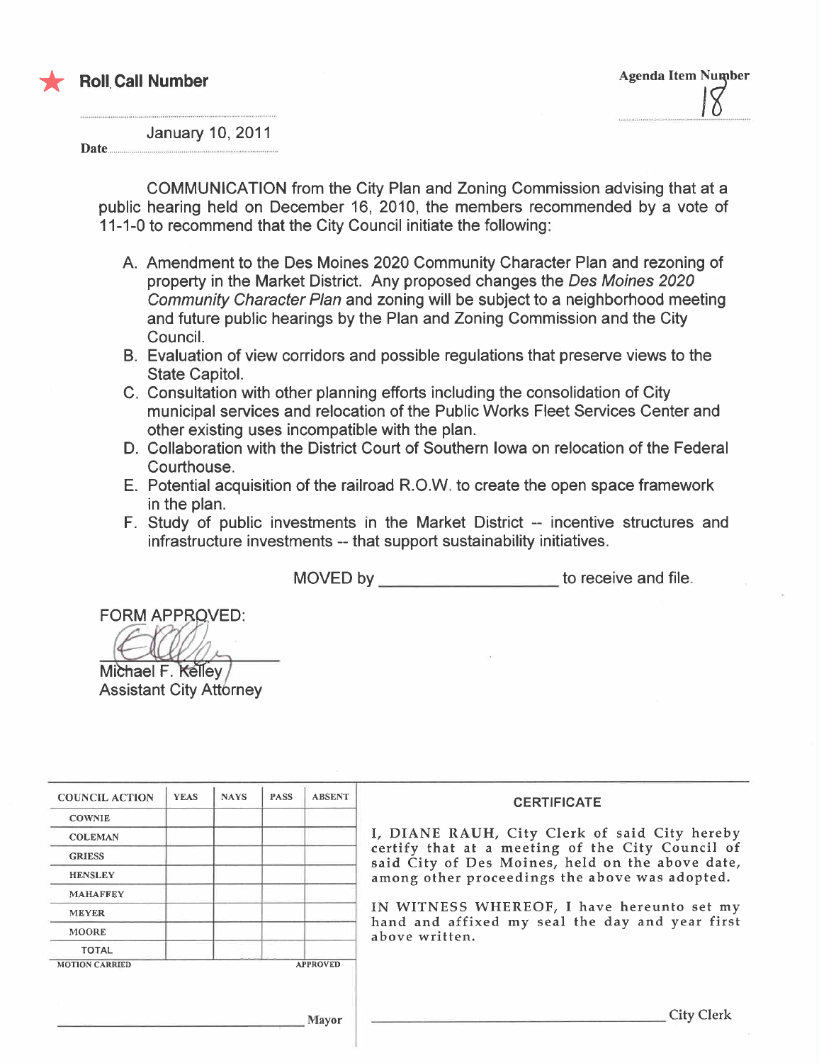★ **Roll Call Number**

**Agenda Item Number**
18

**Date** January 10, 2011

COMMUNICATION from the City Plan and Zoning Commission advising that at a public hearing held on December 16, 2010, the members recommended by a vote of 11-1-0 to recommend that the City Council initiate the following:

A. Amendment to the Des Moines 2020 Community Character Plan and rezoning of property in the Market District. Any proposed changes the *Des Moines 2020 Community Character Plan* and zoning will be subject to a neighborhood meeting and future public hearings by the Plan and Zoning Commission and the City Council.

B. Evaluation of view corridors and possible regulations that preserve views to the State Capitol.

C. Consultation with other planning efforts including the consolidation of City municipal services and relocation of the Public Works Fleet Services Center and other existing uses incompatible with the plan.

D. Collaboration with the District Court of Southern Iowa on relocation of the Federal Courthouse.

E. Potential acquisition of the railroad R.O.W. to create the open space framework in the plan.

F. Study of public investments in the Market District -- incentive structures and infrastructure investments -- that support sustainability initiatives.

MOVED by ____________________ to receive and file.

FORM APPROVED:

Michael F. Kelley
Assistant City Attorney

| COUNCIL ACTION | YEAS | NAYS | PASS | ABSENT |
|---|---|---|---|---|
| COWNIE | | | | |
| COLEMAN | | | | |
| GRIESS | | | | |
| HENSLEY | | | | |
| MAHAFFEY | | | | |
| MEYER | | | | |
| MOORE | | | | |
| TOTAL | | | | |

MOTION CARRIED APPROVED

____________________ Mayor

**CERTIFICATE**

I, DIANE RAUH, City Clerk of said City hereby certify that at a meeting of the City Council of said City of Des Moines, held on the above date, among other proceedings the above was adopted.

IN WITNESS WHEREOF, I have hereunto set my hand and affixed my seal the day and year first above written.

____________________ City Clerk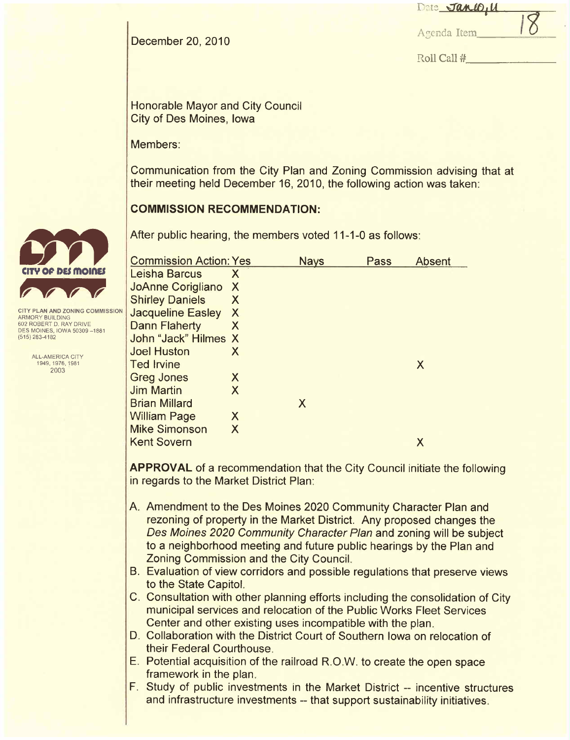Date Jan 10, 11

Agenda Item 18

Roll Call #

December 20, 2010

CITY PLAN AND ZONING COMMISSION
ARMORY BUILDING
602 ROBERT D. RAY DRIVE
DES MOINES, IOWA 50309-1881
(515) 283-4182

ALL-AMERICA CITY
1949, 1976, 1981
2003

Honorable Mayor and City Council
City of Des Moines, Iowa

Members:

Communication from the City Plan and Zoning Commission advising that at their meeting held December 16, 2010, the following action was taken:

**COMMISSION RECOMMENDATION:**

After public hearing, the members voted 11-1-0 as follows:

| Commission Action: | Yes | Nays | Pass | Absent |
|---|---|---|---|---|
| Leisha Barcus | X | | | |
| JoAnne Corigliano | X | | | |
| Shirley Daniels | X | | | |
| Jacqueline Easley | X | | | |
| Dann Flaherty | X | | | |
| John "Jack" Hilmes | X | | | |
| Joel Huston | X | | | |
| Ted Irvine | | | | X |
| Greg Jones | X | | | |
| Jim Martin | X | | | |
| Brian Millard | | X | | |
| William Page | X | | | |
| Mike Simonson | X | | | |
| Kent Sovern | | | | X |

**APPROVAL** of a recommendation that the City Council initiate the following in regards to the Market District Plan:

A. Amendment to the Des Moines 2020 Community Character Plan and rezoning of property in the Market District. Any proposed changes the *Des Moines 2020 Community Character Plan* and zoning will be subject to a neighborhood meeting and future public hearings by the Plan and Zoning Commission and the City Council.
B. Evaluation of view corridors and possible regulations that preserve views to the State Capitol.
C. Consultation with other planning efforts including the consolidation of City municipal services and relocation of the Public Works Fleet Services Center and other existing uses incompatible with the plan.
D. Collaboration with the District Court of Southern Iowa on relocation of their Federal Courthouse.
E. Potential acquisition of the railroad R.O.W. to create the open space framework in the plan.
F. Study of public investments in the Market District -- incentive structures and infrastructure investments -- that support sustainability initiatives.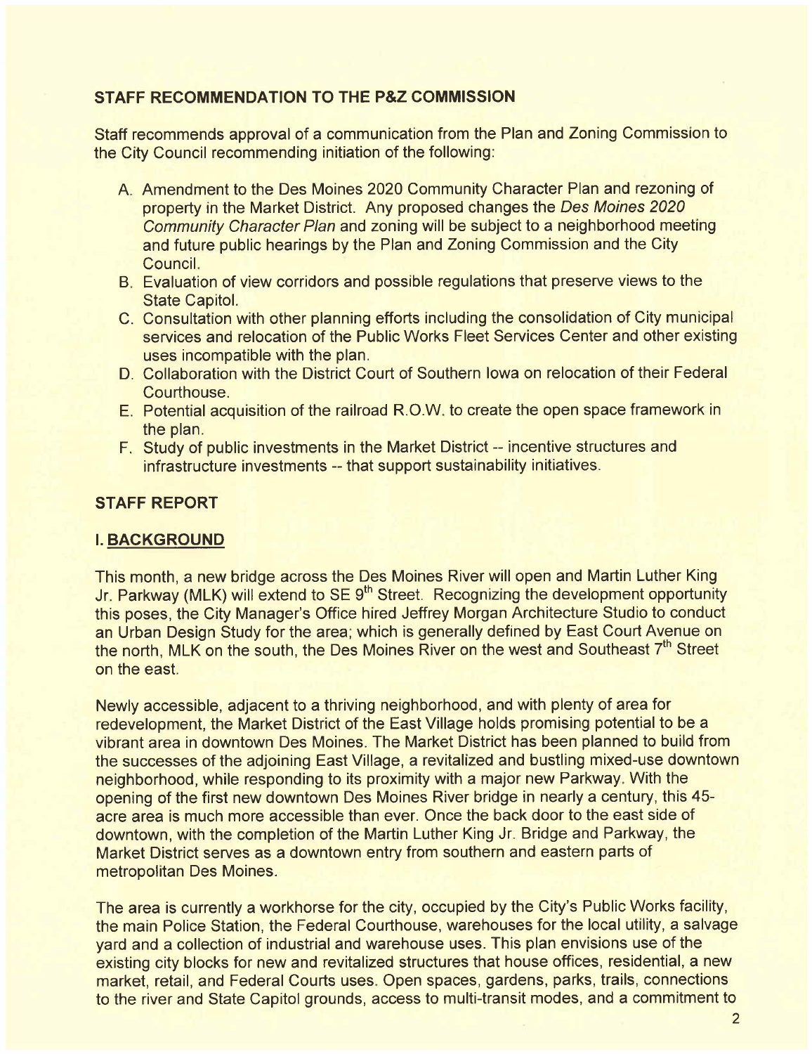## STAFF RECOMMENDATION TO THE P&Z COMMISSION

Staff recommends approval of a communication from the Plan and Zoning Commission to the City Council recommending initiation of the following:

A. Amendment to the Des Moines 2020 Community Character Plan and rezoning of property in the Market District. Any proposed changes the *Des Moines 2020 Community Character Plan* and zoning will be subject to a neighborhood meeting and future public hearings by the Plan and Zoning Commission and the City Council.
B. Evaluation of view corridors and possible regulations that preserve views to the State Capitol.
C. Consultation with other planning efforts including the consolidation of City municipal services and relocation of the Public Works Fleet Services Center and other existing uses incompatible with the plan.
D. Collaboration with the District Court of Southern Iowa on relocation of their Federal Courthouse.
E. Potential acquisition of the railroad R.O.W. to create the open space framework in the plan.
F. Study of public investments in the Market District -- incentive structures and infrastructure investments -- that support sustainability initiatives.

## STAFF REPORT

### I. BACKGROUND

This month, a new bridge across the Des Moines River will open and Martin Luther King Jr. Parkway (MLK) will extend to SE 9th Street. Recognizing the development opportunity this poses, the City Manager's Office hired Jeffrey Morgan Architecture Studio to conduct an Urban Design Study for the area; which is generally defined by East Court Avenue on the north, MLK on the south, the Des Moines River on the west and Southeast 7th Street on the east.

Newly accessible, adjacent to a thriving neighborhood, and with plenty of area for redevelopment, the Market District of the East Village holds promising potential to be a vibrant area in downtown Des Moines. The Market District has been planned to build from the successes of the adjoining East Village, a revitalized and bustling mixed-use downtown neighborhood, while responding to its proximity with a major new Parkway. With the opening of the first new downtown Des Moines River bridge in nearly a century, this 45-acre area is much more accessible than ever. Once the back door to the east side of downtown, with the completion of the Martin Luther King Jr. Bridge and Parkway, the Market District serves as a downtown entry from southern and eastern parts of metropolitan Des Moines.

The area is currently a workhorse for the city, occupied by the City's Public Works facility, the main Police Station, the Federal Courthouse, warehouses for the local utility, a salvage yard and a collection of industrial and warehouse uses. This plan envisions use of the existing city blocks for new and revitalized structures that house offices, residential, a new market, retail, and Federal Courts uses. Open spaces, gardens, parks, trails, connections to the river and State Capitol grounds, access to multi-transit modes, and a commitment to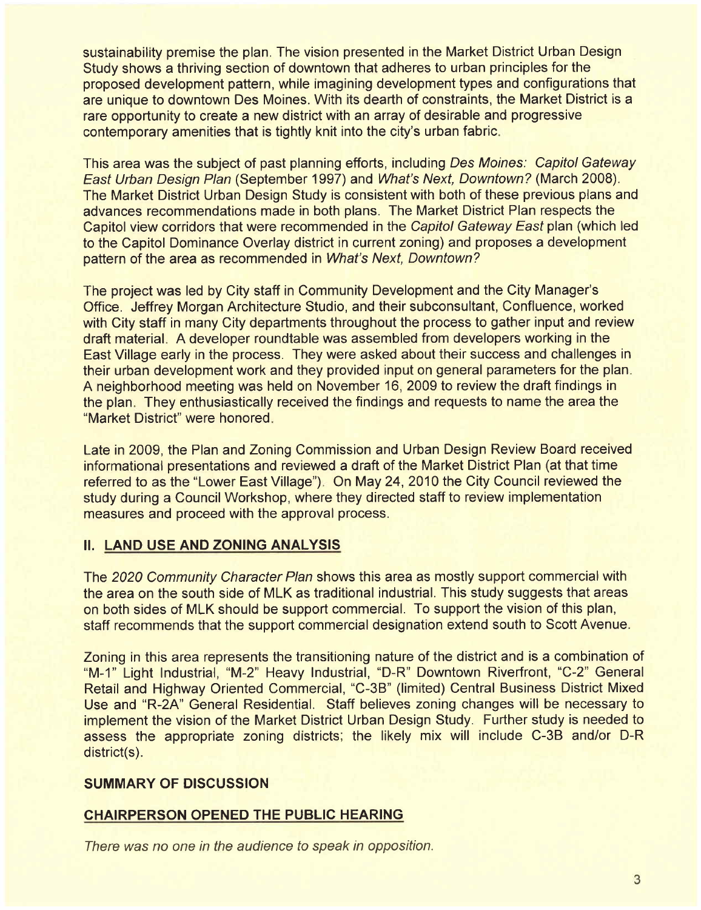sustainability premise the plan. The vision presented in the Market District Urban Design Study shows a thriving section of downtown that adheres to urban principles for the proposed development pattern, while imagining development types and configurations that are unique to downtown Des Moines. With its dearth of constraints, the Market District is a rare opportunity to create a new district with an array of desirable and progressive contemporary amenities that is tightly knit into the city's urban fabric.

This area was the subject of past planning efforts, including *Des Moines: Capitol Gateway East Urban Design Plan* (September 1997) and *What's Next, Downtown?* (March 2008). The Market District Urban Design Study is consistent with both of these previous plans and advances recommendations made in both plans. The Market District Plan respects the Capitol view corridors that were recommended in the *Capitol Gateway East* plan (which led to the Capitol Dominance Overlay district in current zoning) and proposes a development pattern of the area as recommended in *What's Next, Downtown?*

The project was led by City staff in Community Development and the City Manager's Office. Jeffrey Morgan Architecture Studio, and their subconsultant, Confluence, worked with City staff in many City departments throughout the process to gather input and review draft material. A developer roundtable was assembled from developers working in the East Village early in the process. They were asked about their success and challenges in their urban development work and they provided input on general parameters for the plan. A neighborhood meeting was held on November 16, 2009 to review the draft findings in the plan. They enthusiastically received the findings and requests to name the area the "Market District" were honored.

Late in 2009, the Plan and Zoning Commission and Urban Design Review Board received informational presentations and reviewed a draft of the Market District Plan (at that time referred to as the "Lower East Village"). On May 24, 2010 the City Council reviewed the study during a Council Workshop, where they directed staff to review implementation measures and proceed with the approval process.

## II. LAND USE AND ZONING ANALYSIS

The *2020 Community Character Plan* shows this area as mostly support commercial with the area on the south side of MLK as traditional industrial. This study suggests that areas on both sides of MLK should be support commercial. To support the vision of this plan, staff recommends that the support commercial designation extend south to Scott Avenue.

Zoning in this area represents the transitioning nature of the district and is a combination of "M-1" Light Industrial, "M-2" Heavy Industrial, "D-R" Downtown Riverfront, "C-2" General Retail and Highway Oriented Commercial, "C-3B" (limited) Central Business District Mixed Use and "R-2A" General Residential. Staff believes zoning changes will be necessary to implement the vision of the Market District Urban Design Study. Further study is needed to assess the appropriate zoning districts; the likely mix will include C-3B and/or D-R district(s).

## SUMMARY OF DISCUSSION

## CHAIRPERSON OPENED THE PUBLIC HEARING

*There was no one in the audience to speak in opposition.*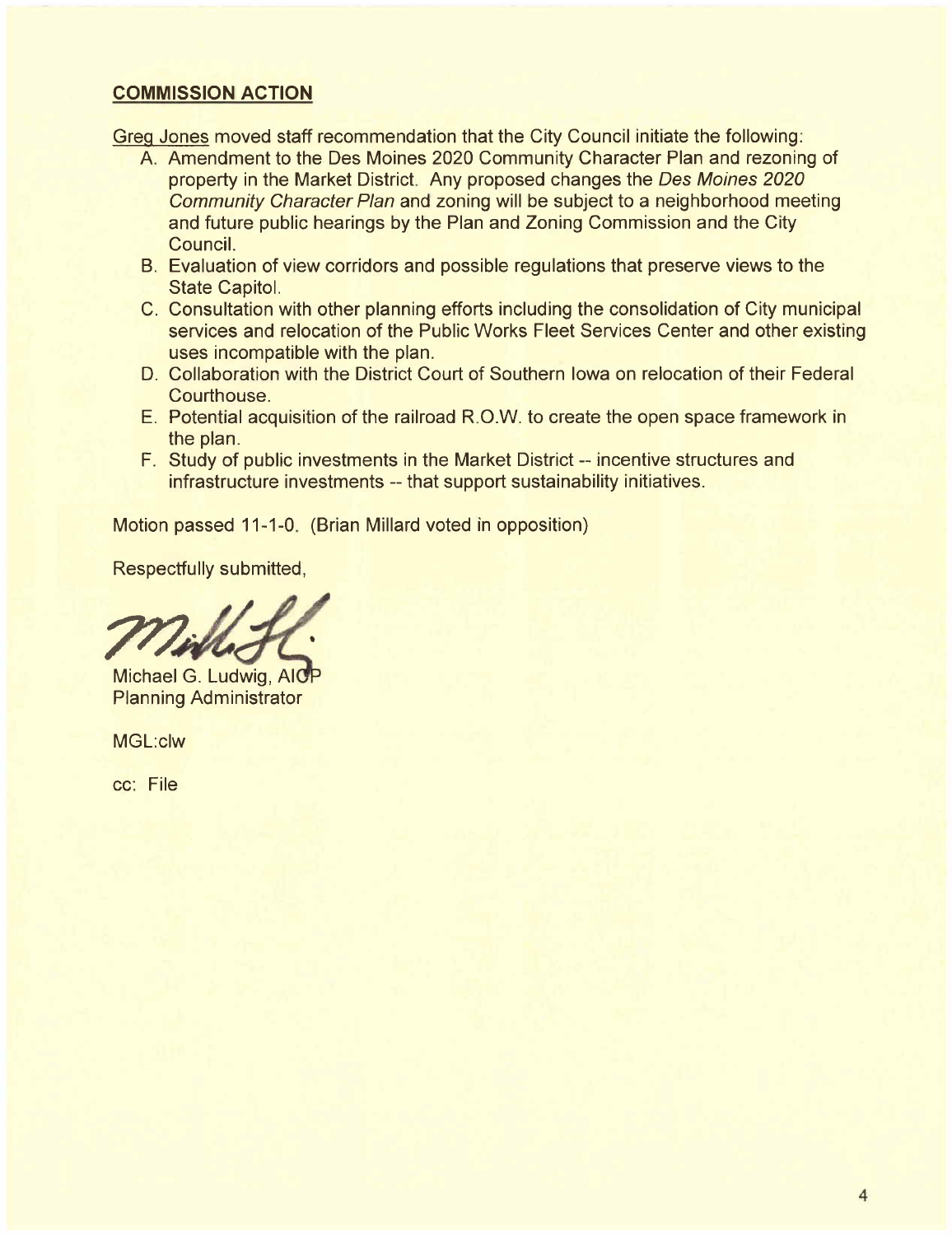## COMMISSION ACTION

Greg Jones moved staff recommendation that the City Council initiate the following:

A. Amendment to the Des Moines 2020 Community Character Plan and rezoning of property in the Market District. Any proposed changes the *Des Moines 2020 Community Character Plan* and zoning will be subject to a neighborhood meeting and future public hearings by the Plan and Zoning Commission and the City Council.
B. Evaluation of view corridors and possible regulations that preserve views to the State Capitol.
C. Consultation with other planning efforts including the consolidation of City municipal services and relocation of the Public Works Fleet Services Center and other existing uses incompatible with the plan.
D. Collaboration with the District Court of Southern Iowa on relocation of their Federal Courthouse.
E. Potential acquisition of the railroad R.O.W. to create the open space framework in the plan.
F. Study of public investments in the Market District -- incentive structures and infrastructure investments -- that support sustainability initiatives.

Motion passed 11-1-0. (Brian Millard voted in opposition)

Respectfully submitted,

Michael G. Ludwig, AICP
Planning Administrator

MGL:clw

cc: File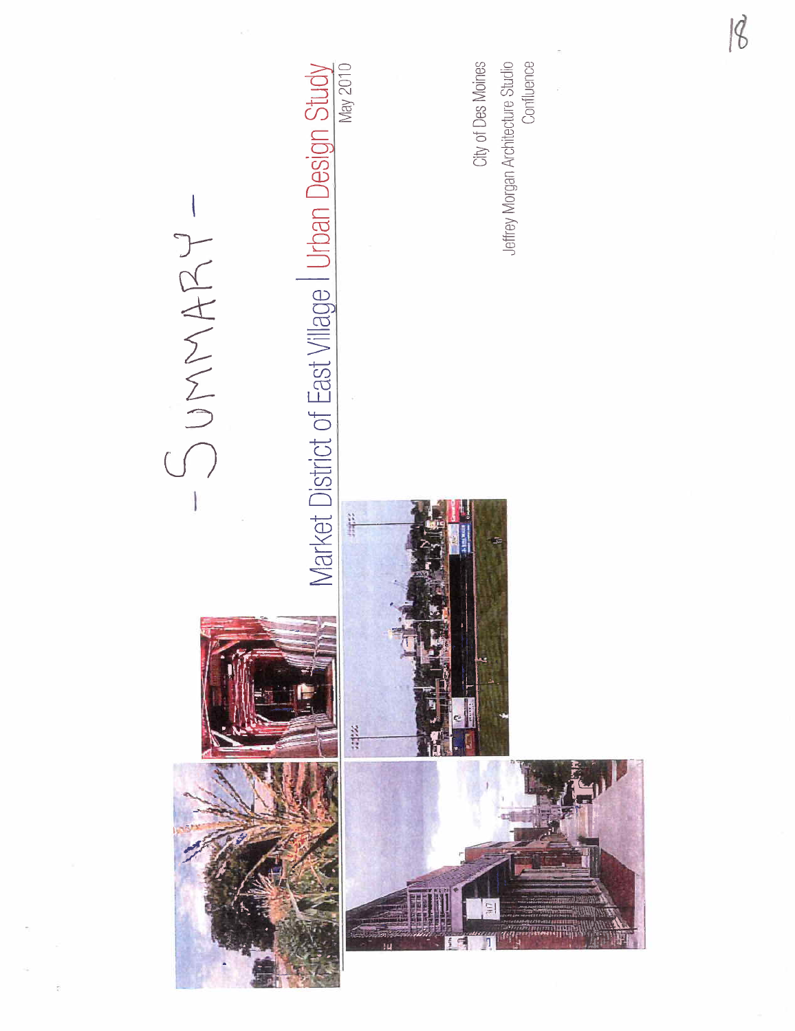-SUMMARY-

# Market District of East Village | Urban Design Study

May 2010

City of Des Moines
Jeffrey Morgan Architecture Studio
Confluence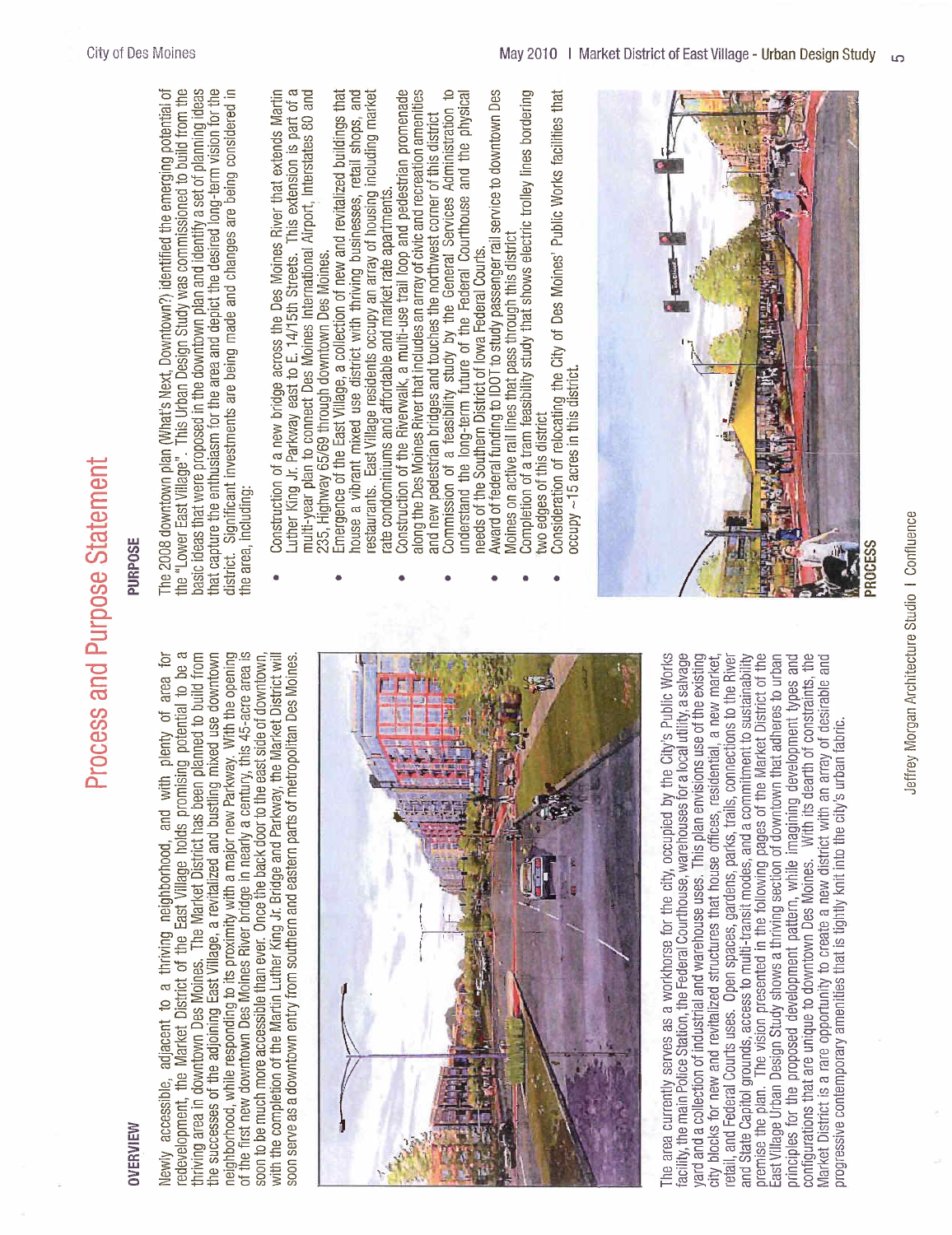# Process and Purpose Statement

## OVERVIEW

Newly accessible, adjacent to a thriving neighborhood, and with plenty of area for redevelopment, the Market District of the East Village holds promising potential to be a thriving area in downtown Des Moines. The Market District has been planned to build from the successes of the adjoining East Village, a revitalized and bustling mixed use downtown neighborhood, while responding to its proximity with a major new Parkway. With the opening of the first new downtown Des Moines River bridge in nearly a century, this 45-acre area is soon to be much more accessible than ever. Once the back door to the east side of downtown, with the completion of the Martin Luther King Jr. Bridge and Parkway, the Market District will soon serve as a downtown entry from southern and eastern parts of metropolitan Des Moines.

The area currently serves as a workhorse for the city, occupied by the City's Public Works facility, the main Police Station, the Federal Courthouse, warehouses for a local utility, a salvage yard and a collection of industrial and warehouse uses. This plan envisions use of the existing city blocks for new and revitalized structures that house offices, residential, a new market, retail, and Federal Courts uses. Open spaces, gardens, parks, trails, connections to the River and State Capitol grounds, access to multi-transit modes, and a commitment to sustainability premise the plan. The vision presented in the following pages of the Market District of the East Village Urban Design Study shows a thriving section of downtown that adheres to urban principles for the proposed development pattern, while imagining development types and configurations that are unique to downtown Des Moines. With its dearth of constraints, the Market District is a rare opportunity to create a new district with an array of desirable and progressive contemporary amenities that is tightly knit into the city's urban fabric.

## PURPOSE

The 2008 downtown plan (What's Next, Downtown?) identified the emerging potential of the "Lower East Village". This Urban Design Study was commissioned to build from the basic ideas that were proposed in the downtown plan and identify a set of planning ideas that capture the enthusiasm for the area and depict the desired long-term vision for the district. Significant investments are being made and changes are being considered in the area, including:

- Construction of a new bridge across the Des Moines River that extends Martin Luther King Jr. Parkway east to E. 14/15th Streets. This extension is part of a multi-year plan to connect Des Moines International Airport, Interstates 80 and 235, Highway 65/69 through downtown Des Moines.
- Emergence of the East Village, a collection of new and revitalized buildings that house a vibrant mixed use district with thriving businesses, retail shops, and restaurants. East Village residents occupy an array of housing including market rate condominiums and affordable and market rate apartments.
- Construction of the Riverwalk, a multi-use trail loop and pedestrian promenade along the Des Moines River that includes an array of civic and recreation amenities and new pedestrian bridges and touches the northwest corner of this district
- Commission of a feasibility study by the General Services Administration to understand the long-term future of the Federal Courthouse and the physical needs of the Southern District of Iowa Federal Courts.
- Award of federal funding to IDOT to study passenger rail service to downtown Des Moines on active rail lines that pass through this district
- Completion of a tram feasibility study that shows electric trolley lines bordering two edges of this district
- Consideration of relocating the City of Des Moines' Public Works facilities that occupy ~15 acres in this district.

## PROCESS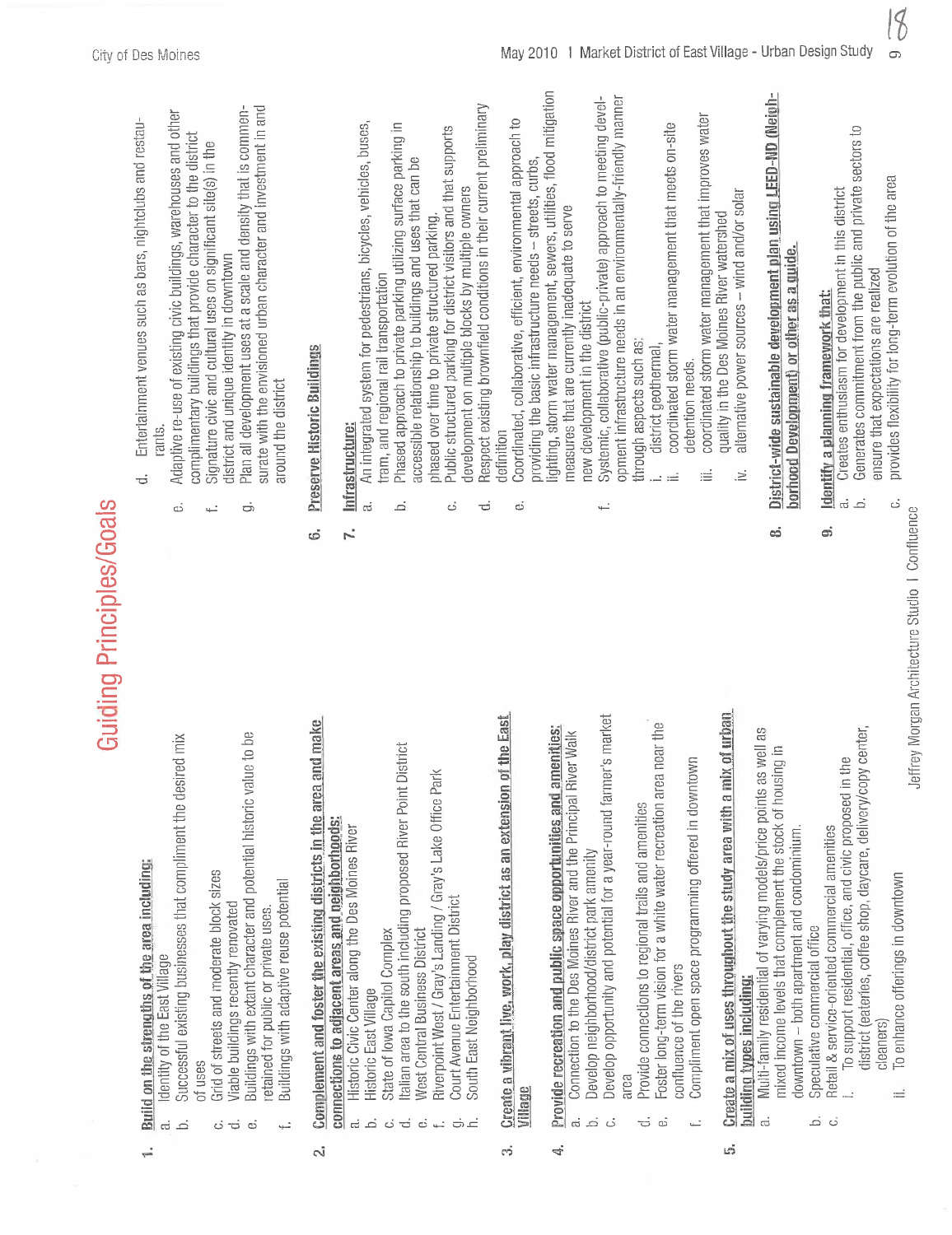# Guiding Principles/Goals

1. **Build on the strengths of the area including:**
   a. Identity of the East Village
   b. Successful existing businesses that compliment the desired mix of uses
   c. Grid of streets and moderate block sizes
   d. Viable buildings recently renovated
   e. Buildings with extant character and potential historic value to be retained for public or private uses.
   f. Buildings with adaptive reuse potential

2. **Complement and foster the existing districts in the area and make connections to adjacent areas and neighborhoods:**
   a. Historic Civic Center along the Des Moines River
   b. Historic East Village
   c. State of Iowa Capitol Complex
   d. Italian area to the south including proposed River Point District
   e. West Central Business District
   f. Riverpoint West / Gray's Landing / Gray's Lake Office Park
   g. Court Avenue Entertainment District
   h. South East Neighborhood

3. **Create a vibrant live, work, play district as an extension of the East Village**

4. **Provide recreation and public space opportunities and amenities:**
   a. Connection to the Des Moines River and the Principal River Walk
   b. Develop neighborhood/district park amenity
   c. Develop opportunity and potential for a year-round farmer's market area
   d. Provide connections to regional trails and amenities
   e. Foster long-term vision for a white water recreation area near the confluence of the rivers
   f. Compliment open space programming offered in downtown

5. **Create a mix of uses throughout the study area with a mix of urban building types including:**
   a. Multi-family residential of varying models/price points as well as mixed income levels that complement the stock of housing in downtown – both apartment and condominium.
   b. Speculative commercial office
   c. Retail & service-oriented commercial amenities
      i. To support residential, office, and civic proposed in the district (eateries, coffee shop, daycare, delivery/copy center, cleaners)
      ii. To enhance offerings in downtown
   d. Entertainment venues such as bars, nightclubs and restaurants.
   e. Adaptive re-use of existing civic buildings, warehouses and other complimentary buildings that provide character to the district
   f. Signature civic and cultural uses on significant site(s) in the district and unique identity in downtown
   g. Plan all development uses at a scale and density that is commensurate with the envisioned urban character and investment in and around the district

6. **Preserve Historic Buildings**

7. **Infrastructure:**
   a. An integrated system for pedestrians, bicycles, vehicles, buses, tram, and regional rail transportation
   b. Phased approach to private parking utilizing surface parking in accessible relationship to buildings and uses that can be phased over time to private structured parking.
   c. Public structured parking for district visitors and that supports development on multiple blocks by multiple owners
   d. Respect existing brownfield conditions in their current preliminary definition
   e. Coordinated, collaborative, efficient, environmental approach to providing the basic infrastructure needs – streets, curbs, lighting, storm water management, sewers, utilities, flood mitigation measures that are currently inadequate to serve new development in the district
   f. Systemic, collaborative (public-private) approach to meeting development infrastructure needs in an environmentally-friendly manner through aspects such as:
      i. district geothermal,
      ii. coordinated storm water management that meets on-site detention needs.
      iii. coordinated storm water management that improves water quality in the Des Moines River watershed
      iv. alternative power sources – wind and/or solar

8. **District-wide sustainable development plan using LEED-ND (Neighborhood Development) or other as a guide.**

9. **Identify a planning framework that:**
   a. Creates enthusiasm for development in this district
   b. Generates commitment from the public and private sectors to ensure that expectations are realized
   c. provides flexibility for long-term evolution of the area